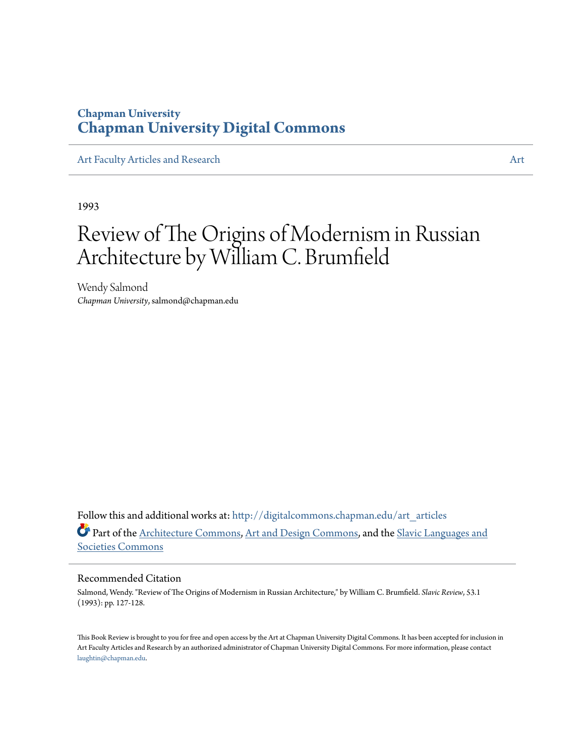Chapman University

# Chapman University Digital Commons

Art Faculty Articles and Research | Art

1993

# Review of The Origins of Modernism in Russian Architecture by William C. Brumfield

Wendy Salmond
*Chapman University*, salmond@chapman.edu

Follow this and additional works at: http://digitalcommons.chapman.edu/art_articles

Part of the Architecture Commons, Art and Design Commons, and the Slavic Languages and Societies Commons

## Recommended Citation

Salmond, Wendy. "Review of The Origins of Modernism in Russian Architecture," by William C. Brumfield. *Slavic Review*, 53.1 (1993): pp. 127-128.

This Book Review is brought to you for free and open access by the Art at Chapman University Digital Commons. It has been accepted for inclusion in Art Faculty Articles and Research by an authorized administrator of Chapman University Digital Commons. For more information, please contact laughtin@chapman.edu.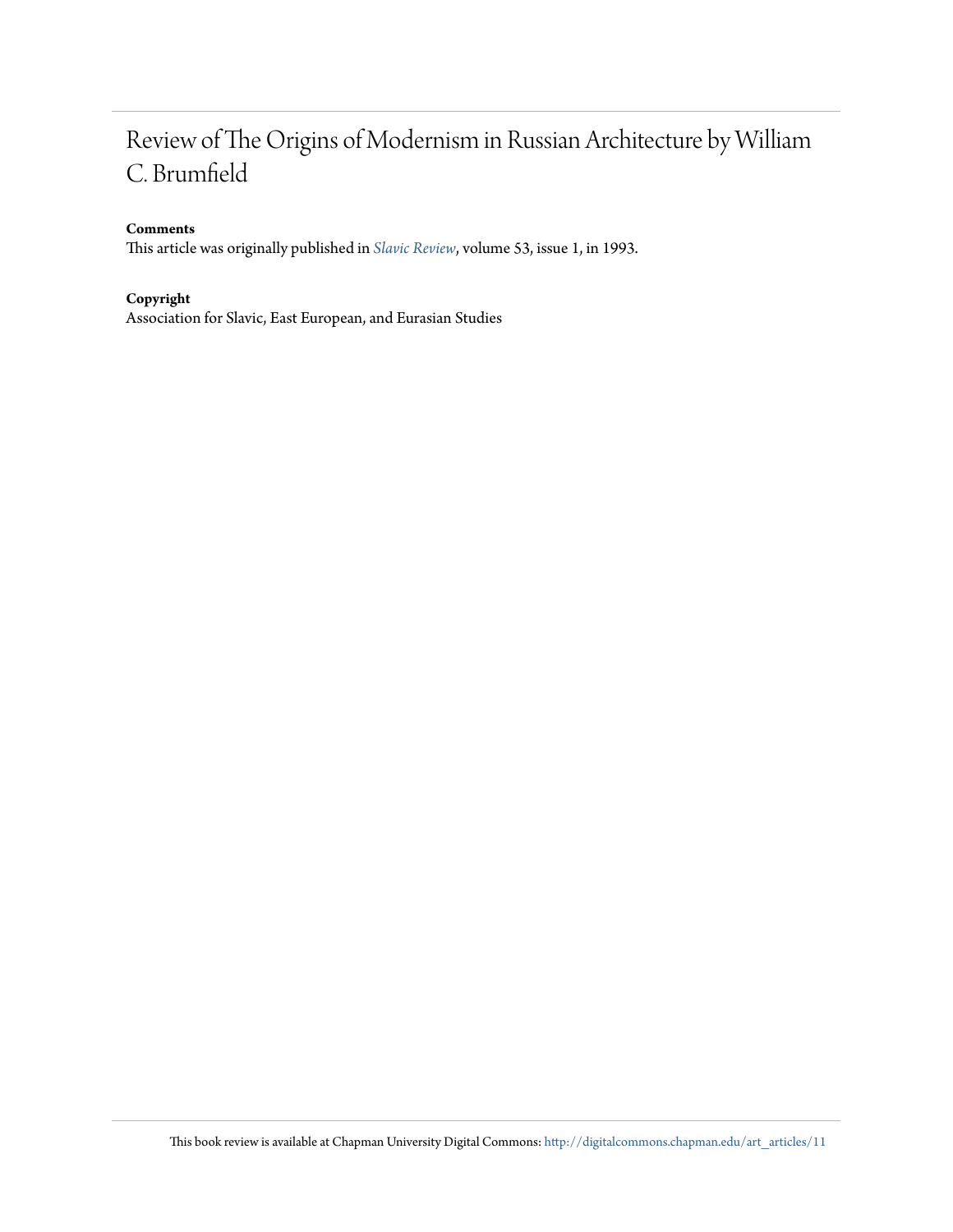# Review of The Origins of Modernism in Russian Architecture by William C. Brumfield

**Comments**

This article was originally published in *Slavic Review*, volume 53, issue 1, in 1993.

**Copyright**

Association for Slavic, East European, and Eurasian Studies

This book review is available at Chapman University Digital Commons: http://digitalcommons.chapman.edu/art_articles/11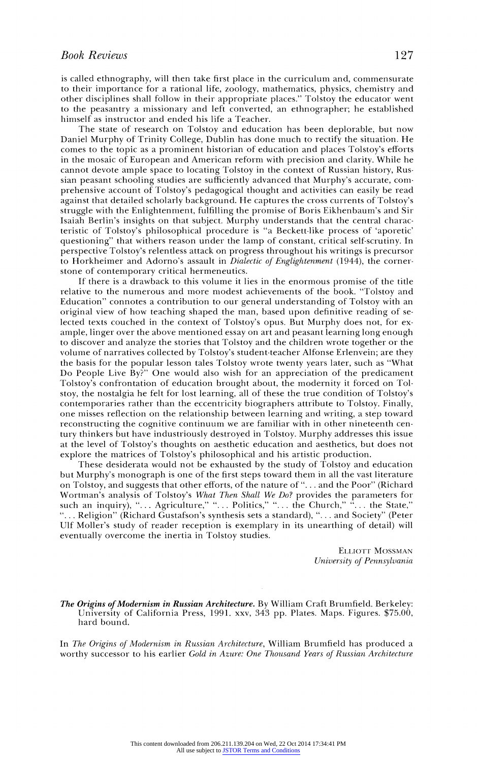is called ethnography, will then take first place in the curriculum and, commensurate to their importance for a rational life, zoology, mathematics, physics, chemistry and other disciplines shall follow in their appropriate places." Tolstoy the educator went to the peasantry a missionary and left converted, an ethnographer; he established himself as instructor and ended his life a Teacher.

The state of research on Tolstoy and education has been deplorable, but now Daniel Murphy of Trinity College, Dublin has done much to rectify the situation. He comes to the topic as a prominent historian of education and places Tolstoy's efforts in the mosaic of European and American reform with precision and clarity. While he cannot devote ample space to locating Tolstoy in the context of Russian history, Russian peasant schooling studies are sufficiently advanced that Murphy's accurate, comprehensive account of Tolstoy's pedagogical thought and activities can easily be read against that detailed scholarly background. He captures the cross currents of Tolstoy's struggle with the Enlightenment, fulfilling the promise of Boris Eikhenbaum's and Sir Isaiah Berlin's insights on that subject. Murphy understands that the central characteristic of Tolstoy's philosophical procedure is "a Beckett-like process of 'aporetic' questioning" that withers reason under the lamp of constant, critical self-scrutiny. In perspective Tolstoy's relentless attack on progress throughout his writings is precursor to Horkheimer and Adorno's assault in *Dialectic of Englightenment* (1944), the cornerstone of contemporary critical hermeneutics.

If there is a drawback to this volume it lies in the enormous promise of the title relative to the numerous and more modest achievements of the book. "Tolstoy and Education" connotes a contribution to our general understanding of Tolstoy with an original view of how teaching shaped the man, based upon definitive reading of selected texts couched in the context of Tolstoy's opus. But Murphy does not, for example, linger over the above mentioned essay on art and peasant learning long enough to discover and analyze the stories that Tolstoy and the children wrote together or the volume of narratives collected by Tolstoy's student-teacher Alfonse Erlenvein; are they the basis for the popular lesson tales Tolstoy wrote twenty years later, such as "What Do People Live By?" One would also wish for an appreciation of the predicament Tolstoy's confrontation of education brought about, the modernity it forced on Tolstoy, the nostalgia he felt for lost learning, all of these the true condition of Tolstoy's contemporaries rather than the eccentricity biographers attribute to Tolstoy. Finally, one misses reflection on the relationship between learning and writing, a step toward reconstructing the cognitive continuum we are familiar with in other nineteenth century thinkers but have industriously destroyed in Tolstoy. Murphy addresses this issue at the level of Tolstoy's thoughts on aesthetic education and aesthetics, but does not explore the matrices of Tolstoy's philosophical and his artistic production.

These desiderata would not be exhausted by the study of Tolstoy and education but Murphy's monograph is one of the first steps toward them in all the vast literature on Tolstoy, and suggests that other efforts, of the nature of "... and the Poor" (Richard Wortman's analysis of Tolstoy's *What Then Shall We Do?* provides the parameters for such an inquiry), "... Agriculture," "... Politics," "... the Church," "... the State," "... Religion" (Richard Gustafson's synthesis sets a standard), "... and Society" (Peter Ulf Moller's study of reader reception is exemplary in its unearthing of detail) will eventually overcome the inertia in Tolstoy studies.

ELLIOTT MOSSMAN
*University of Pennsylvania*

***The Origins of Modernism in Russian Architecture.*** By William Craft Brumfield. Berkeley: University of California Press, 1991. xxv, 343 pp. Plates. Maps. Figures. $75.00, hard bound.

In *The Origins of Modernism in Russian Architecture*, William Brumfield has produced a worthy successor to his earlier *Gold in Azure: One Thousand Years of Russian Architecture*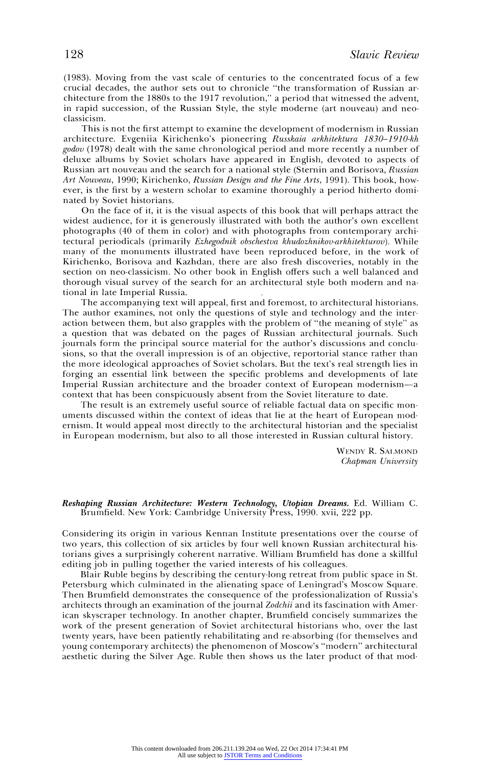(1983). Moving from the vast scale of centuries to the concentrated focus of a few crucial decades, the author sets out to chronicle "the transformation of Russian architecture from the 1880s to the 1917 revolution," a period that witnessed the advent, in rapid succession, of the Russian Style, the style moderne (art nouveau) and neo-classicism.

This is not the first attempt to examine the development of modernism in Russian architecture. Evgeniia Kirichenko's pioneering *Russkaia arkhitektura 1830–1910-kh godov* (1978) dealt with the same chronological period and more recently a number of deluxe albums by Soviet scholars have appeared in English, devoted to aspects of Russian art nouveau and the search for a national style (Sternin and Borisova, *Russian Art Nouveau*, 1990; Kirichenko, *Russian Design and the Fine Arts*, 1991). This book, however, is the first by a western scholar to examine thoroughly a period hitherto dominated by Soviet historians.

On the face of it, it is the visual aspects of this book that will perhaps attract the widest audience, for it is generously illustrated with both the author's own excellent photographs (40 of them in color) and with photographs from contemporary architectural periodicals (primarily *Ezhegodnik obschestva khudozhnikov-arkhitekturov*). While many of the monuments illustrated have been reproduced before, in the work of Kirichenko, Borisova and Kazhdan, there are also fresh discoveries, notably in the section on neo-classicism. No other book in English offers such a well balanced and thorough visual survey of the search for an architectural style both modern and national in late Imperial Russia.

The accompanying text will appeal, first and foremost, to architectural historians. The author examines, not only the questions of style and technology and the interaction between them, but also grapples with the problem of "the meaning of style" as a question that was debated on the pages of Russian architectural journals. Such journals form the principal source material for the author's discussions and conclusions, so that the overall impression is of an objective, reportorial stance rather than the more ideological approaches of Soviet scholars. But the text's real strength lies in forging an essential link between the specific problems and developments of late Imperial Russian architecture and the broader context of European modernism—a context that has been conspicuously absent from the Soviet literature to date.

The result is an extremely useful source of reliable factual data on specific monuments discussed within the context of ideas that lie at the heart of European modernism. It would appeal most directly to the architectural historian and the specialist in European modernism, but also to all those interested in Russian cultural history.

WENDY R. SALMOND
*Chapman University*

***Reshaping Russian Architecture: Western Technology, Utopian Dreams.*** Ed. William C. Brumfield. New York: Cambridge University Press, 1990. xvii, 222 pp.

Considering its origin in various Kennan Institute presentations over the course of two years, this collection of six articles by four well known Russian architectural historians gives a surprisingly coherent narrative. William Brumfield has done a skillful editing job in pulling together the varied interests of his colleagues.

Blair Ruble begins by describing the century-long retreat from public space in St. Petersburg which culminated in the alienating space of Leningrad's Moscow Square. Then Brumfield demonstrates the consequence of the professionalization of Russia's architects through an examination of the journal *Zodchii* and its fascination with American skyscraper technology. In another chapter, Brumfield concisely summarizes the work of the present generation of Soviet architectural historians who, over the last twenty years, have been patiently rehabilitating and re-absorbing (for themselves and young contemporary architects) the phenomenon of Moscow's "modern" architectural aesthetic during the Silver Age. Ruble then shows us the later product of that mod-